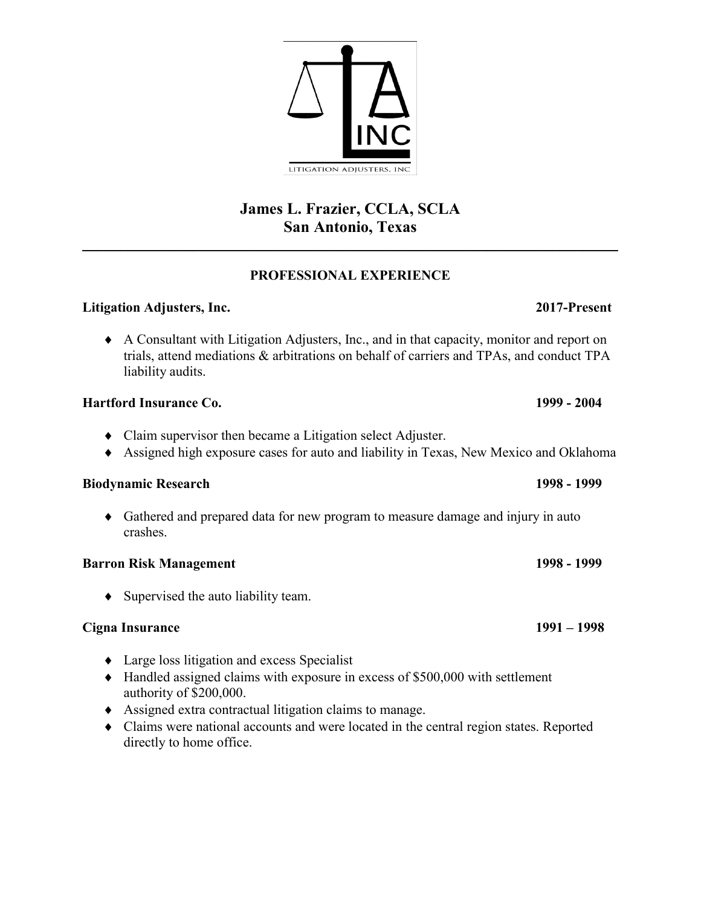# James L. Frazier, CCLA, SCLA
# San Antonio, Texas

---

## PROFESSIONAL EXPERIENCE

**Litigation Adjusters, Inc.** **2017-Present**

- A Consultant with Litigation Adjusters, Inc., and in that capacity, monitor and report on trials, attend mediations & arbitrations on behalf of carriers and TPAs, and conduct TPA liability audits.

**Hartford Insurance Co.** **1999 - 2004**

- Claim supervisor then became a Litigation select Adjuster.
- Assigned high exposure cases for auto and liability in Texas, New Mexico and Oklahoma

**Biodynamic Research** **1998 - 1999**

- Gathered and prepared data for new program to measure damage and injury in auto crashes.

**Barron Risk Management** **1998 - 1999**

- Supervised the auto liability team.

**Cigna Insurance** **1991 – 1998**

- Large loss litigation and excess Specialist
- Handled assigned claims with exposure in excess of $500,000 with settlement authority of $200,000.
- Assigned extra contractual litigation claims to manage.
- Claims were national accounts and were located in the central region states. Reported directly to home office.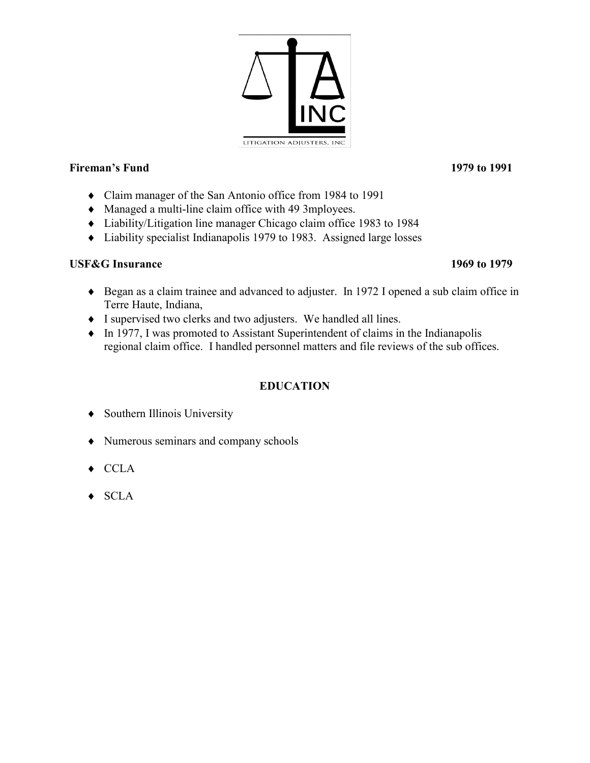**Fireman's Fund** **1979 to 1991**

- Claim manager of the San Antonio office from 1984 to 1991
- Managed a multi-line claim office with 49 3mployees.
- Liability/Litigation line manager Chicago claim office 1983 to 1984
- Liability specialist Indianapolis 1979 to 1983. Assigned large losses

**USF&G Insurance** **1969 to 1979**

- Began as a claim trainee and advanced to adjuster. In 1972 I opened a sub claim office in Terre Haute, Indiana,
- I supervised two clerks and two adjusters. We handled all lines.
- In 1977, I was promoted to Assistant Superintendent of claims in the Indianapolis regional claim office. I handled personnel matters and file reviews of the sub offices.

## EDUCATION

- Southern Illinois University
- Numerous seminars and company schools
- CCLA
- SCLA